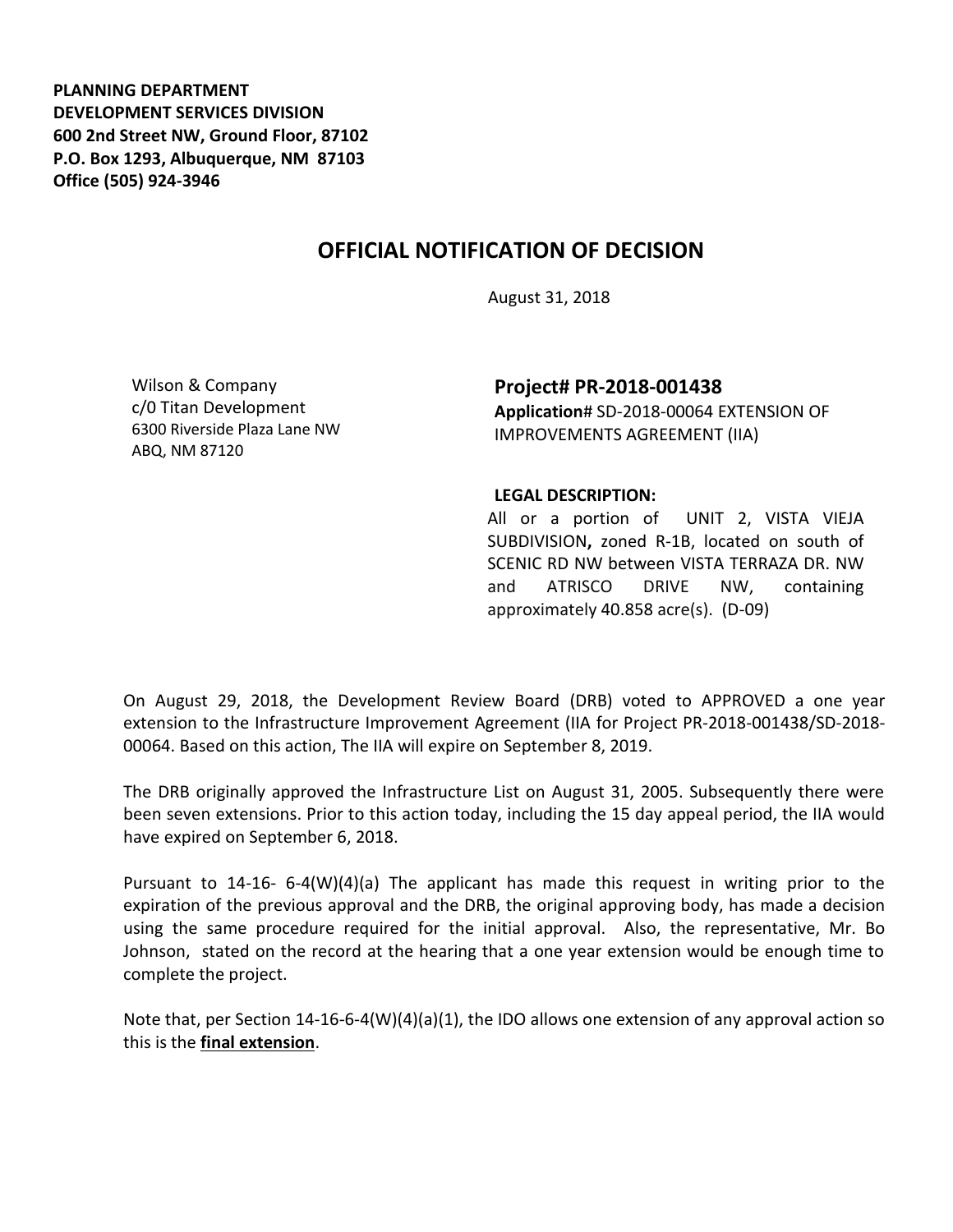**PLANNING DEPARTMENT**
**DEVELOPMENT SERVICES DIVISION**
**600 2nd Street NW, Ground Floor, 87102**
**P.O. Box 1293, Albuquerque, NM 87103**
**Office (505) 924-3946**

# OFFICIAL NOTIFICATION OF DECISION

August 31, 2018

Wilson & Company
c/0 Titan Development
6300 Riverside Plaza Lane NW
ABQ, NM 87120

**Project# PR-2018-001438**
**Application**# SD-2018-00064 EXTENSION OF IMPROVEMENTS AGREEMENT (IIA)

**LEGAL DESCRIPTION:**
All or a portion of UNIT 2, VISTA VIEJA SUBDIVISION**,** zoned R-1B, located on south of SCENIC RD NW between VISTA TERRAZA DR. NW and ATRISCO DRIVE NW, containing approximately 40.858 acre(s). (D-09)

On August 29, 2018, the Development Review Board (DRB) voted to APPROVED a one year extension to the Infrastructure Improvement Agreement (IIA for Project PR-2018-001438/SD-2018-00064. Based on this action, The IIA will expire on September 8, 2019.

The DRB originally approved the Infrastructure List on August 31, 2005. Subsequently there were been seven extensions. Prior to this action today, including the 15 day appeal period, the IIA would have expired on September 6, 2018.

Pursuant to 14-16- 6-4(W)(4)(a) The applicant has made this request in writing prior to the expiration of the previous approval and the DRB, the original approving body, has made a decision using the same procedure required for the initial approval. Also, the representative, Mr. Bo Johnson, stated on the record at the hearing that a one year extension would be enough time to complete the project.

Note that, per Section 14-16-6-4(W)(4)(a)(1), the IDO allows one extension of any approval action so this is the **final extension**.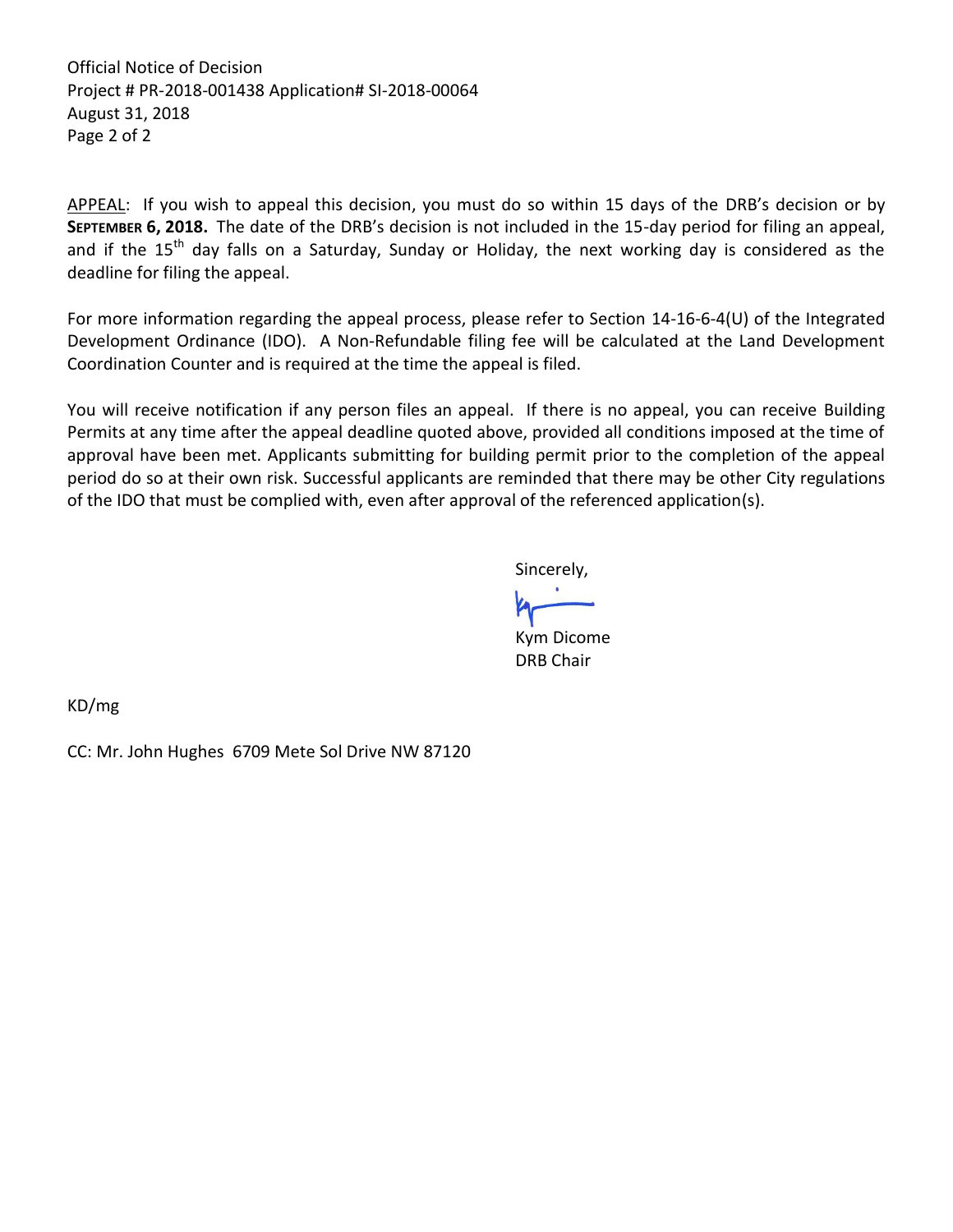Official Notice of Decision
Project # PR-2018-001438 Application# SI-2018-00064
August 31, 2018

APPEAL: If you wish to appeal this decision, you must do so within 15 days of the DRB's decision or by **SEPTEMBER 6, 2018.** The date of the DRB's decision is not included in the 15-day period for filing an appeal, and if the 15th day falls on a Saturday, Sunday or Holiday, the next working day is considered as the deadline for filing the appeal.

For more information regarding the appeal process, please refer to Section 14-16-6-4(U) of the Integrated Development Ordinance (IDO). A Non-Refundable filing fee will be calculated at the Land Development Coordination Counter and is required at the time the appeal is filed.

You will receive notification if any person files an appeal. If there is no appeal, you can receive Building Permits at any time after the appeal deadline quoted above, provided all conditions imposed at the time of approval have been met. Applicants submitting for building permit prior to the completion of the appeal period do so at their own risk. Successful applicants are reminded that there may be other City regulations of the IDO that must be complied with, even after approval of the referenced application(s).

Sincerely,

Kym Dicome
DRB Chair

KD/mg

CC: Mr. John Hughes 6709 Mete Sol Drive NW 87120